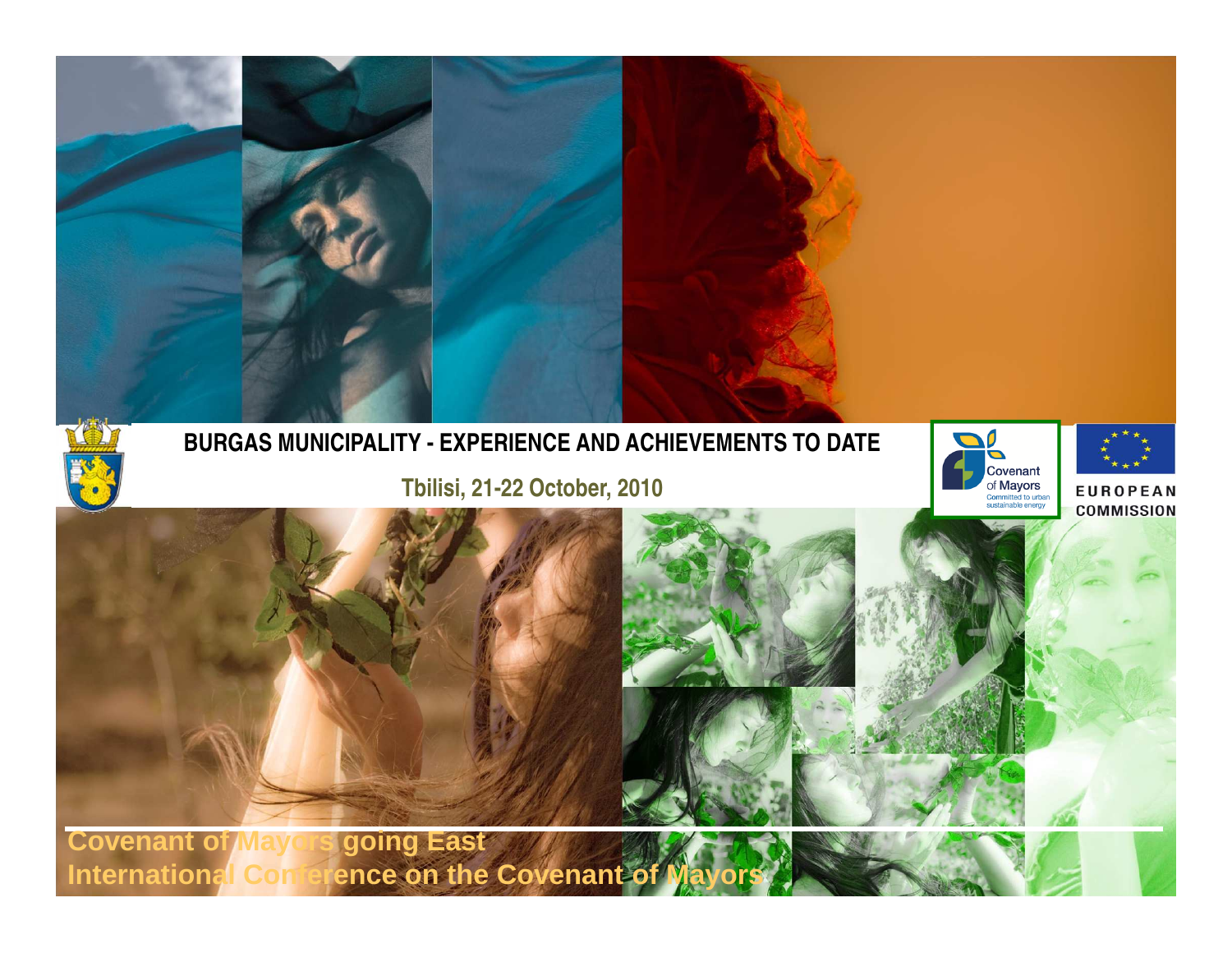# BURGAS MUNICIPALITY - EXPERIENCE AND ACHIEVEMENTS TO DATE

Tbilisi, 21-22 October, 2010

Covenant of Mayors
Committed to urban sustainable energy

EUROPEAN COMMISSION

**Covenant of Mayors going East**

**International Conference on the Covenant of Mayors**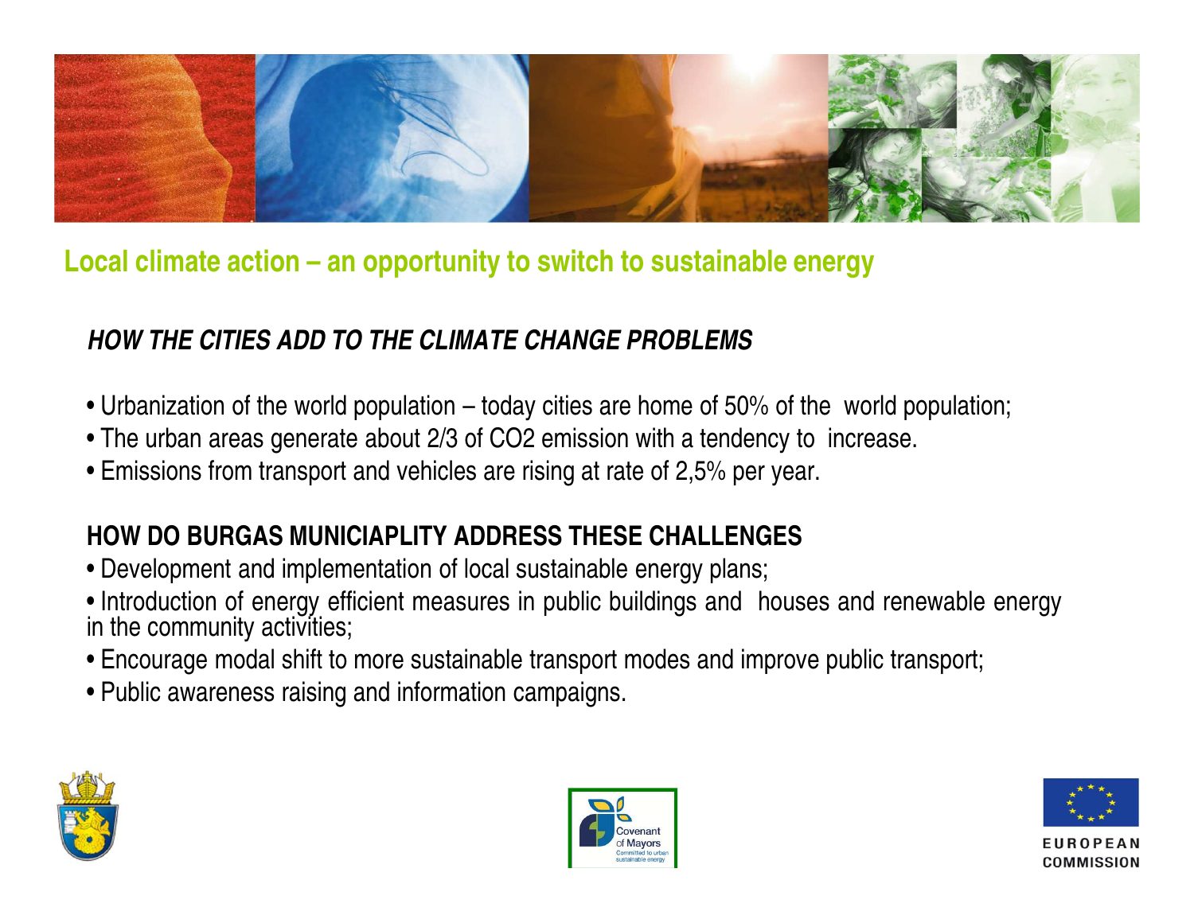## Local climate action – an opportunity to switch to sustainable energy

### *HOW THE CITIES ADD TO THE CLIMATE CHANGE PROBLEMS*

- Urbanization of the world population – today cities are home of 50% of the world population;
- The urban areas generate about 2/3 of $CO_2$ emission with a tendency to increase.
- Emissions from transport and vehicles are rising at rate of 2,5% per year.

### HOW DO BURGAS MUNICIAPLITY ADDRESS THESE CHALLENGES

- Development and implementation of local sustainable energy plans;
- Introduction of energy efficient measures in public buildings and houses and renewable energy in the community activities;
- Encourage modal shift to more sustainable transport modes and improve public transport;
- Public awareness raising and information campaigns.

Covenant of Mayors
Committed to urban sustainable energy

EUROPEAN COMMISSION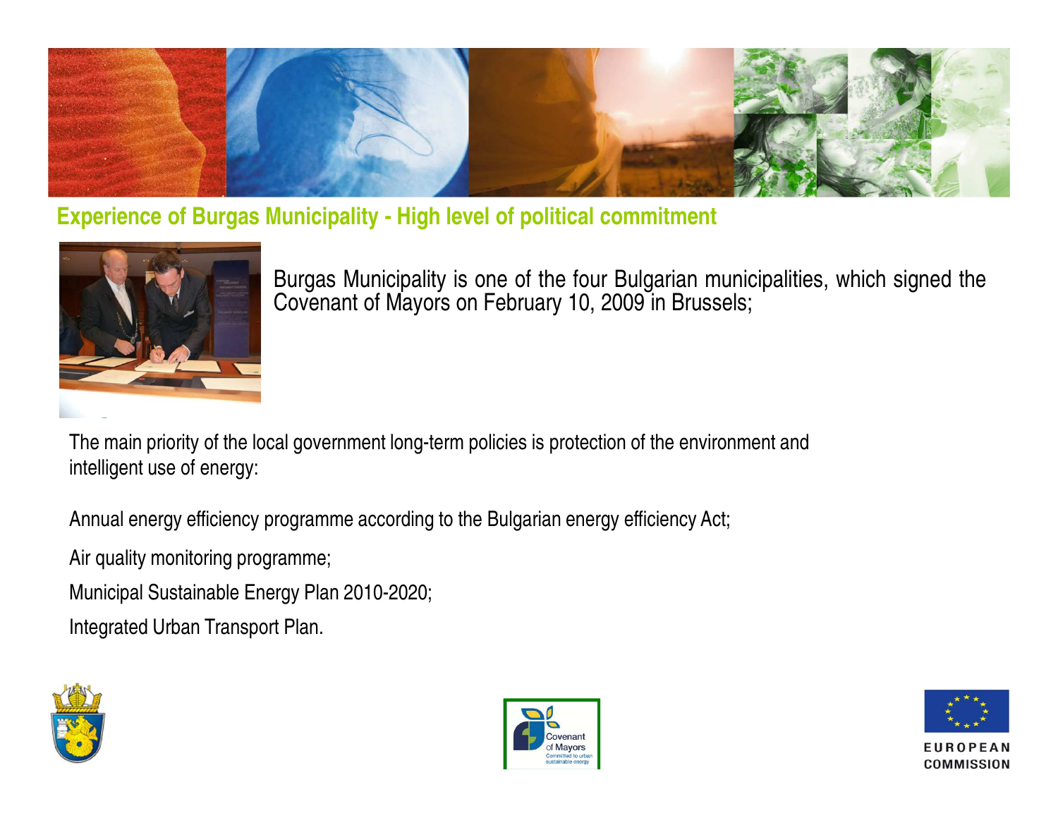## Experience of Burgas Municipality - High level of political commitment

Burgas Municipality is one of the four Bulgarian municipalities, which signed the Covenant of Mayors on February 10, 2009 in Brussels;

The main priority of the local government long-term policies is protection of the environment and intelligent use of energy:

Annual energy efficiency programme according to the Bulgarian energy efficiency Act;

Air quality monitoring programme;

Municipal Sustainable Energy Plan 2010-2020;

Integrated Urban Transport Plan.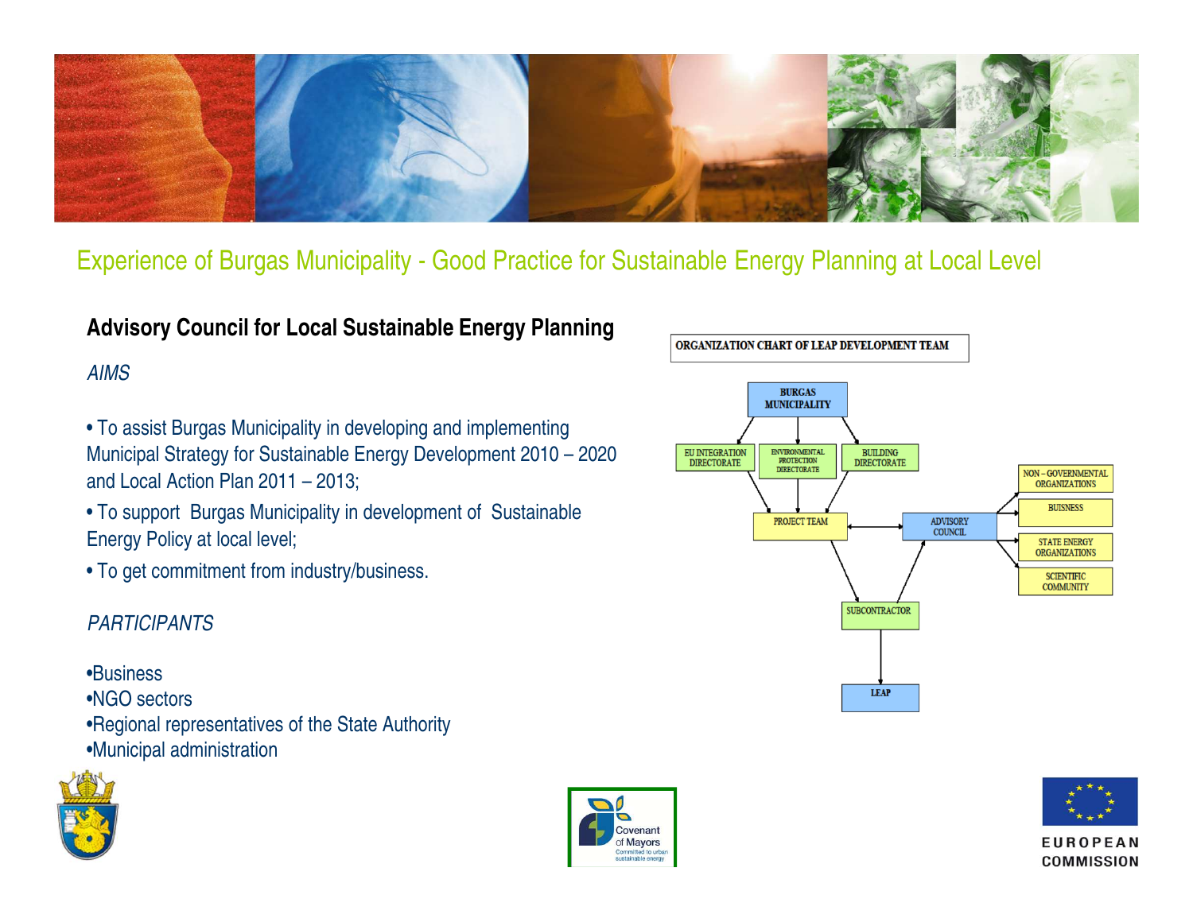## Experience of Burgas Municipality - Good Practice for Sustainable Energy Planning at Local Level

### Advisory Council for Local Sustainable Energy Planning

*AIMS*

- To assist Burgas Municipality in developing and implementing Municipal Strategy for Sustainable Energy Development 2010 – 2020 and Local Action Plan 2011 – 2013;
- To support Burgas Municipality in development of Sustainable Energy Policy at local level;
- To get commitment from industry/business.

*PARTICIPANTS*

- Business
- NGO sectors
- Regional representatives of the State Authority
- Municipal administration

**ORGANIZATION CHART OF LEAP DEVELOPMENT TEAM**

- BURGAS MUNICIPALITY
  - EU INTEGRATION DIRECTORATE
  - ENVIRONMENTAL PROTECTION DIRECTORATE
  - BUILDING DIRECTORATE
- PROJECT TEAM ↔ ADVISORY COUNCIL
- ADVISORY COUNCIL → NON – GOVERNMENTAL ORGANIZATIONS, BUISNESS, STATE ENERGY ORGANIZATIONS, SCIENTIFIC COMMUNITY
- PROJECT TEAM → SUBCONTRACTOR → ADVISORY COUNCIL
- SUBCONTRACTOR → LEAP

Covenant of Mayors – Committed to urban sustainable energy

EUROPEAN COMMISSION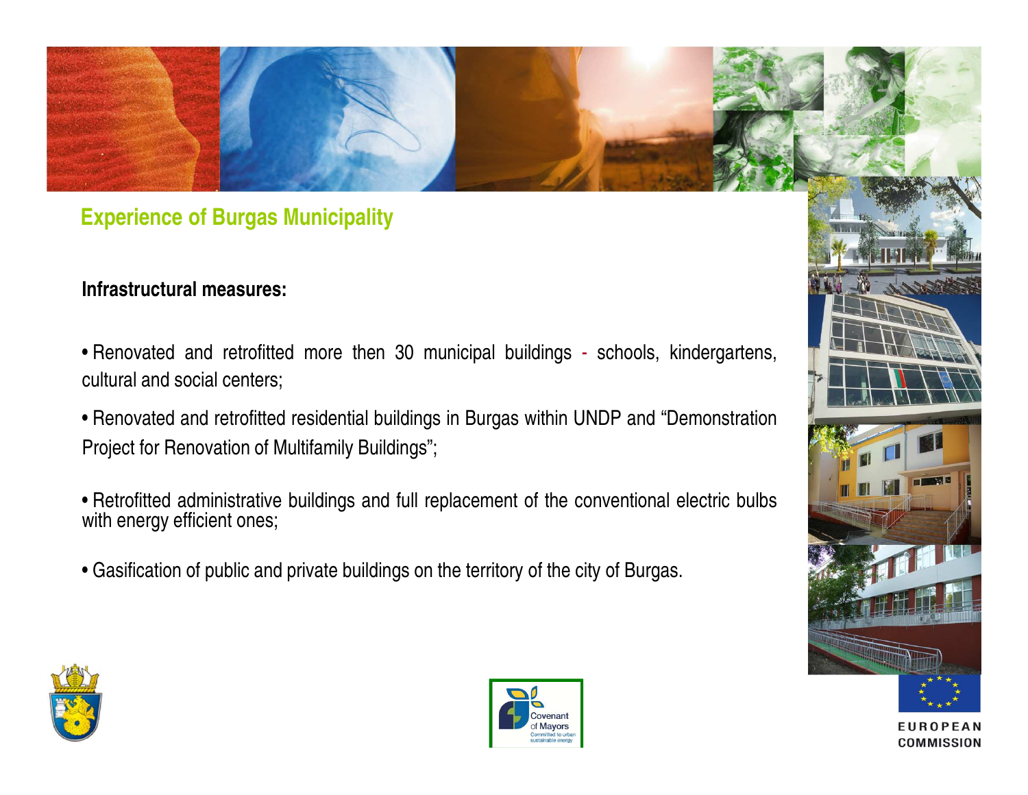## Experience of Burgas Municipality

**Infrastructural measures:**

- Renovated and retrofitted more then 30 municipal buildings - schools, kindergartens, cultural and social centers;
- Renovated and retrofitted residential buildings in Burgas within UNDP and "Demonstration Project for Renovation of Multifamily Buildings";
- Retrofitted administrative buildings and full replacement of the conventional electric bulbs with energy efficient ones;
- Gasification of public and private buildings on the territory of the city of Burgas.

Covenant of Mayors
Committed to urban sustainable energy

EUROPEAN COMMISSION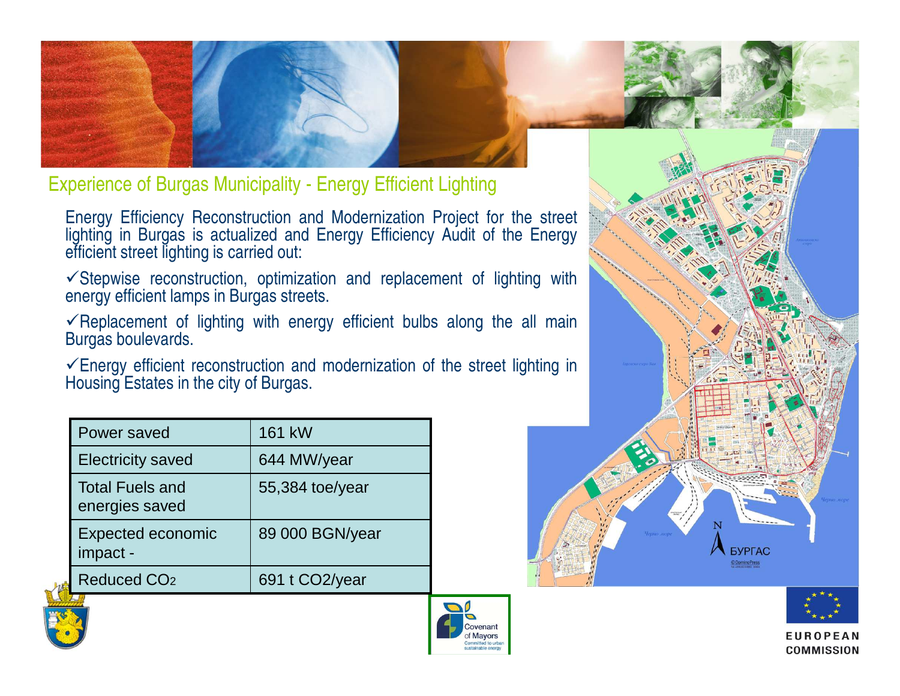## Experience of Burgas Municipality - Energy Efficient Lighting

Energy Efficiency Reconstruction and Modernization Project for the street lighting in Burgas is actualized and Energy Efficiency Audit of the Energy efficient street lighting is carried out:

✓Stepwise reconstruction, optimization and replacement of lighting with energy efficient lamps in Burgas streets.

✓Replacement of lighting with energy efficient bulbs along the all main Burgas boulevards.

✓Energy efficient reconstruction and modernization of the street lighting in Housing Estates in the city of Burgas.

| Power saved | 161 kW |
|---|---|
| Electricity saved | 644 MW/year |
| Total Fuels and energies saved | 55,384 toe/year |
| Expected economic impact - | 89 000 BGN/year |
| Reduced $CO_2$ | 691 t CO2/year |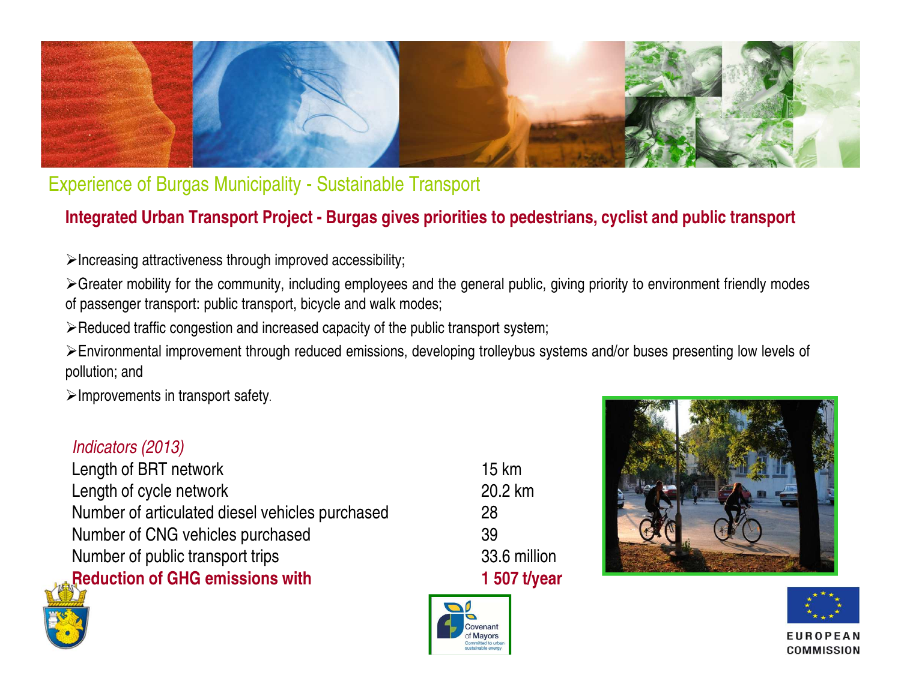## Experience of Burgas Municipality - Sustainable Transport

### Integrated Urban Transport Project - Burgas gives priorities to pedestrians, cyclist and public transport

- Increasing attractiveness through improved accessibility;
- Greater mobility for the community, including employees and the general public, giving priority to environment friendly modes of passenger transport: public transport, bicycle and walk modes;
- Reduced traffic congestion and increased capacity of the public transport system;
- Environmental improvement through reduced emissions, developing trolleybus systems and/or buses presenting low levels of pollution; and
- Improvements in transport safety.

*Indicators (2013)*

| | |
|---|---|
| Length of BRT network | 15 km |
| Length of cycle network | 20.2 km |
| Number of articulated diesel vehicles purchased | 28 |
| Number of CNG vehicles purchased | 39 |
| Number of public transport trips | 33.6 million |
| **Reduction of GHG emissions with** | **1 507 t/year** |

Covenant of Mayors
Committed to urban sustainable energy

EUROPEAN COMMISSION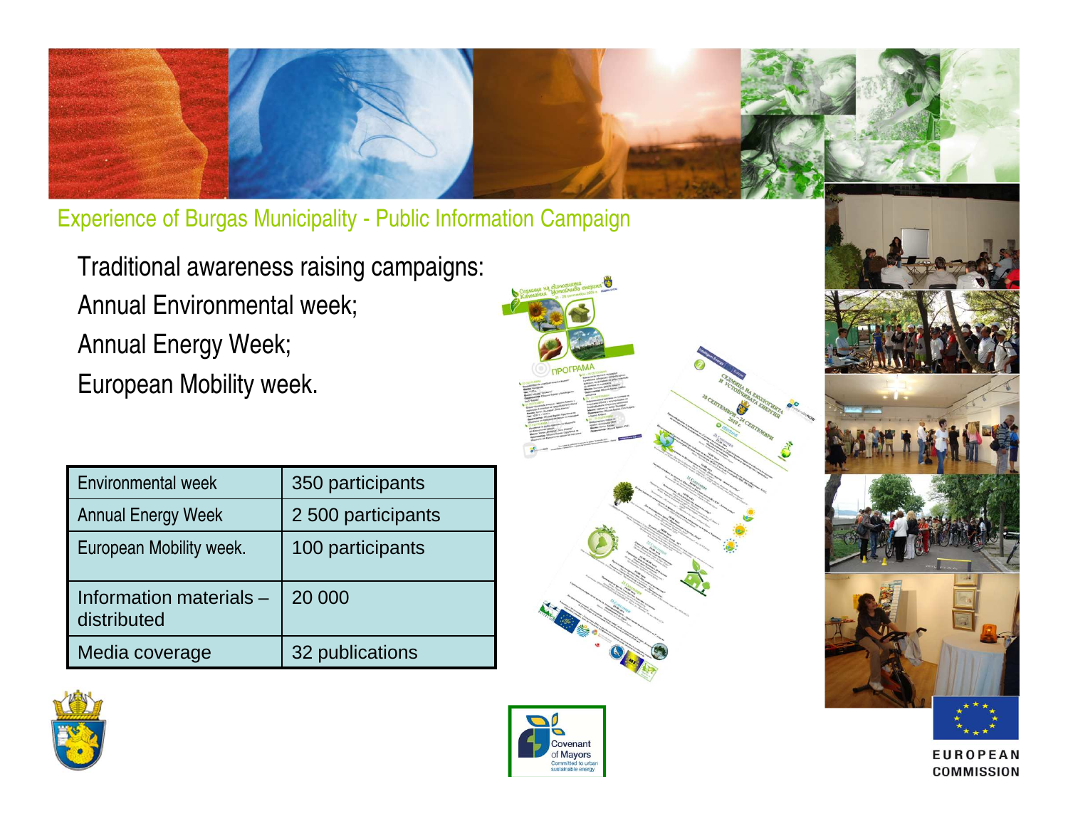## Experience of Burgas Municipality - Public Information Campaign

Traditional awareness raising campaigns:

Annual Environmental week;

Annual Energy Week;

European Mobility week.

| Environmental week | 350 participants |
|---|---|
| Annual Energy Week | 2 500 participants |
| European Mobility week. | 100 participants |
| Information materials – distributed | 20 000 |
| Media coverage | 32 publications |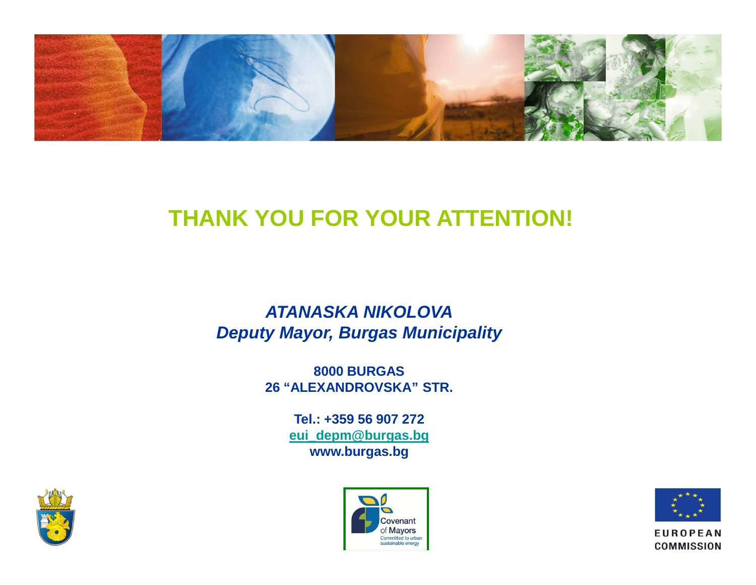# THANK YOU FOR YOUR ATTENTION!

***ATANASKA NIKOLOVA***
***Deputy Mayor, Burgas Municipality***

**8000 BURGAS**
**26 "ALEXANDROVSKA" STR.**

**Tel.: +359 56 907 272**
**eui_depm@burgas.bg**
**www.burgas.bg**

Covenant of Mayors
Committed to urban sustainable energy

EUROPEAN COMMISSION